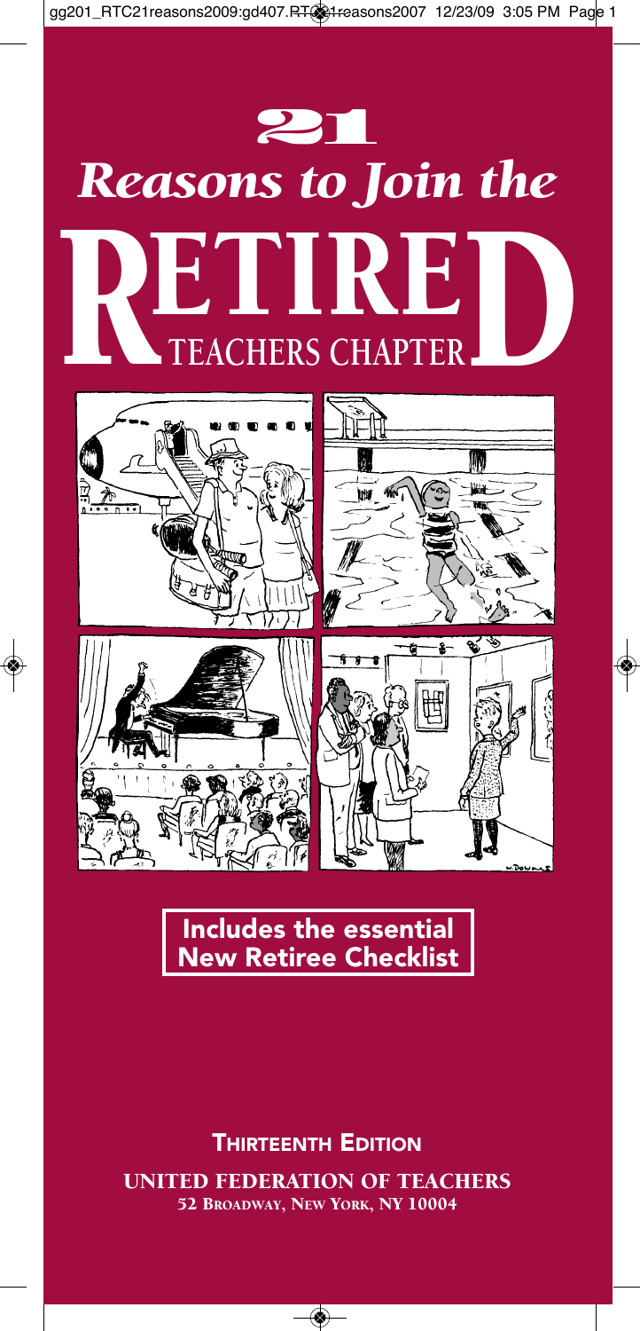# 21 *Reasons to Join the* RETIRED TEACHERS CHAPTER

**Includes the essential New Retiree Checklist**

**THIRTEENTH EDITION**

**UNITED FEDERATION OF TEACHERS**
**52 BROADWAY, NEW YORK, NY 10004**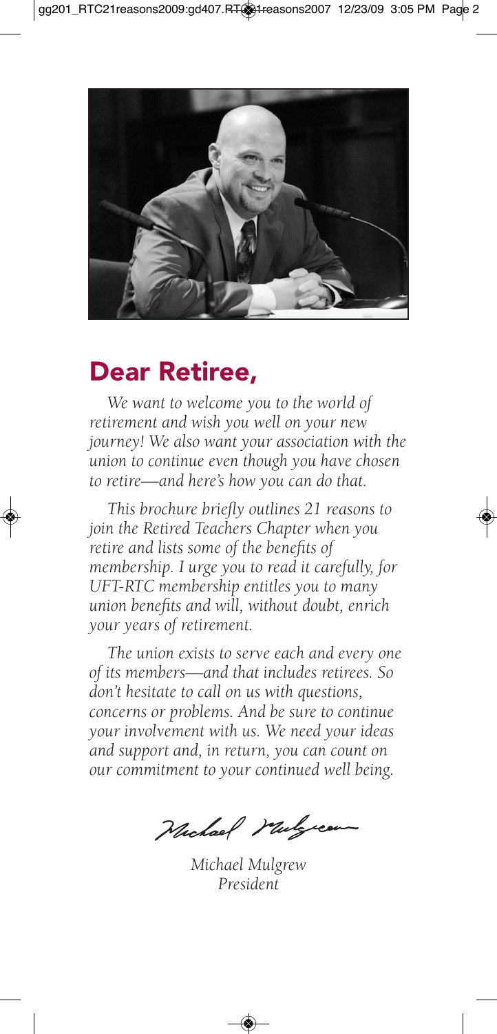## Dear Retiree,

*We want to welcome you to the world of retirement and wish you well on your new journey! We also want your association with the union to continue even though you have chosen to retire—and here's how you can do that.*

*This brochure briefly outlines 21 reasons to join the Retired Teachers Chapter when you retire and lists some of the benefits of membership. I urge you to read it carefully, for UFT-RTC membership entitles you to many union benefits and will, without doubt, enrich your years of retirement.*

*The union exists to serve each and every one of its members—and that includes retirees. So don't hesitate to call on us with questions, concerns or problems. And be sure to continue your involvement with us. We need your ideas and support and, in return, you can count on our commitment to your continued well being.*

*Michael Mulgrew*
*President*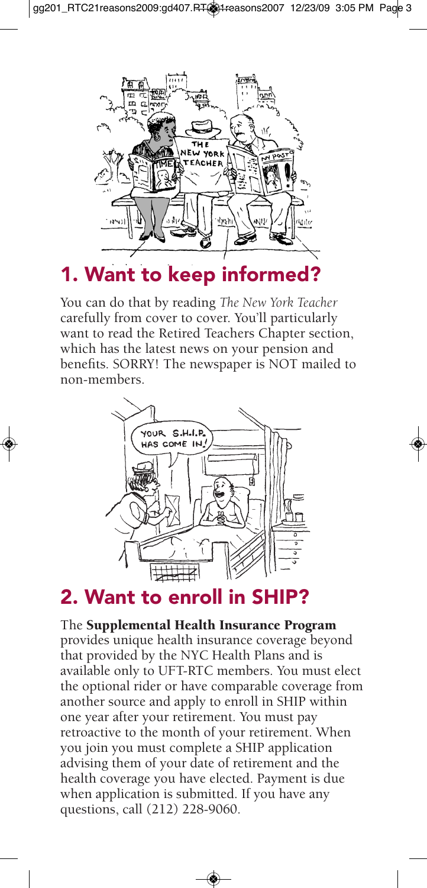## 1. Want to keep informed?

You can do that by reading *The New York Teacher* carefully from cover to cover. You'll particularly want to read the Retired Teachers Chapter section, which has the latest news on your pension and benefits. SORRY! The newspaper is NOT mailed to non-members.

## 2. Want to enroll in SHIP?

The **Supplemental Health Insurance Program** provides unique health insurance coverage beyond that provided by the NYC Health Plans and is available only to UFT-RTC members. You must elect the optional rider or have comparable coverage from another source and apply to enroll in SHIP within one year after your retirement. You must pay retroactive to the month of your retirement. When you join you must complete a SHIP application advising them of your date of retirement and the health coverage you have elected. Payment is due when application is submitted. If you have any questions, call (212) 228-9060.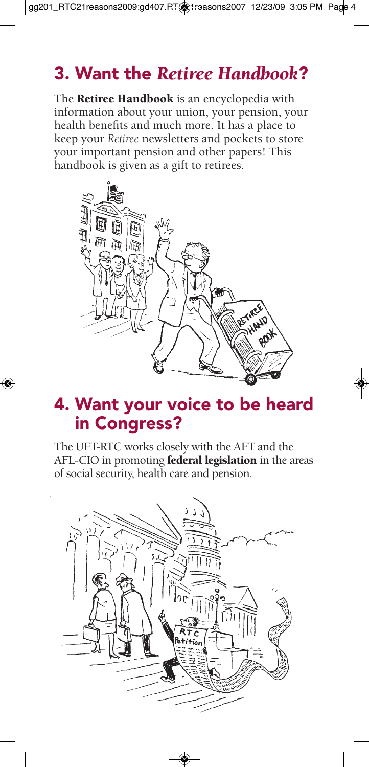## 3. Want the *Retiree Handbook*?

The **Retiree Handbook** is an encyclopedia with information about your union, your pension, your health benefits and much more. It has a place to keep your *Retiree* newsletters and pockets to store your important pension and other papers! This handbook is given as a gift to retirees.

## 4. Want your voice to be heard in Congress?

The UFT-RTC works closely with the AFT and the AFL-CIO in promoting **federal legislation** in the areas of social security, health care and pension.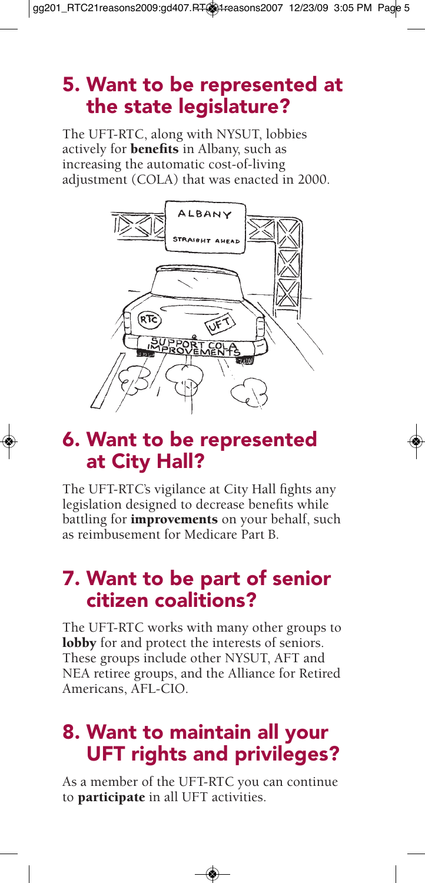## 5. Want to be represented at the state legislature?

The UFT-RTC, along with NYSUT, lobbies actively for **benefits** in Albany, such as increasing the automatic cost-of-living adjustment (COLA) that was enacted in 2000.

## 6. Want to be represented at City Hall?

The UFT-RTC's vigilance at City Hall fights any legislation designed to decrease benefits while battling for **improvements** on your behalf, such as reimbusement for Medicare Part B.

## 7. Want to be part of senior citizen coalitions?

The UFT-RTC works with many other groups to **lobby** for and protect the interests of seniors. These groups include other NYSUT, AFT and NEA retiree groups, and the Alliance for Retired Americans, AFL-CIO.

## 8. Want to maintain all your UFT rights and privileges?

As a member of the UFT-RTC you can continue to **participate** in all UFT activities.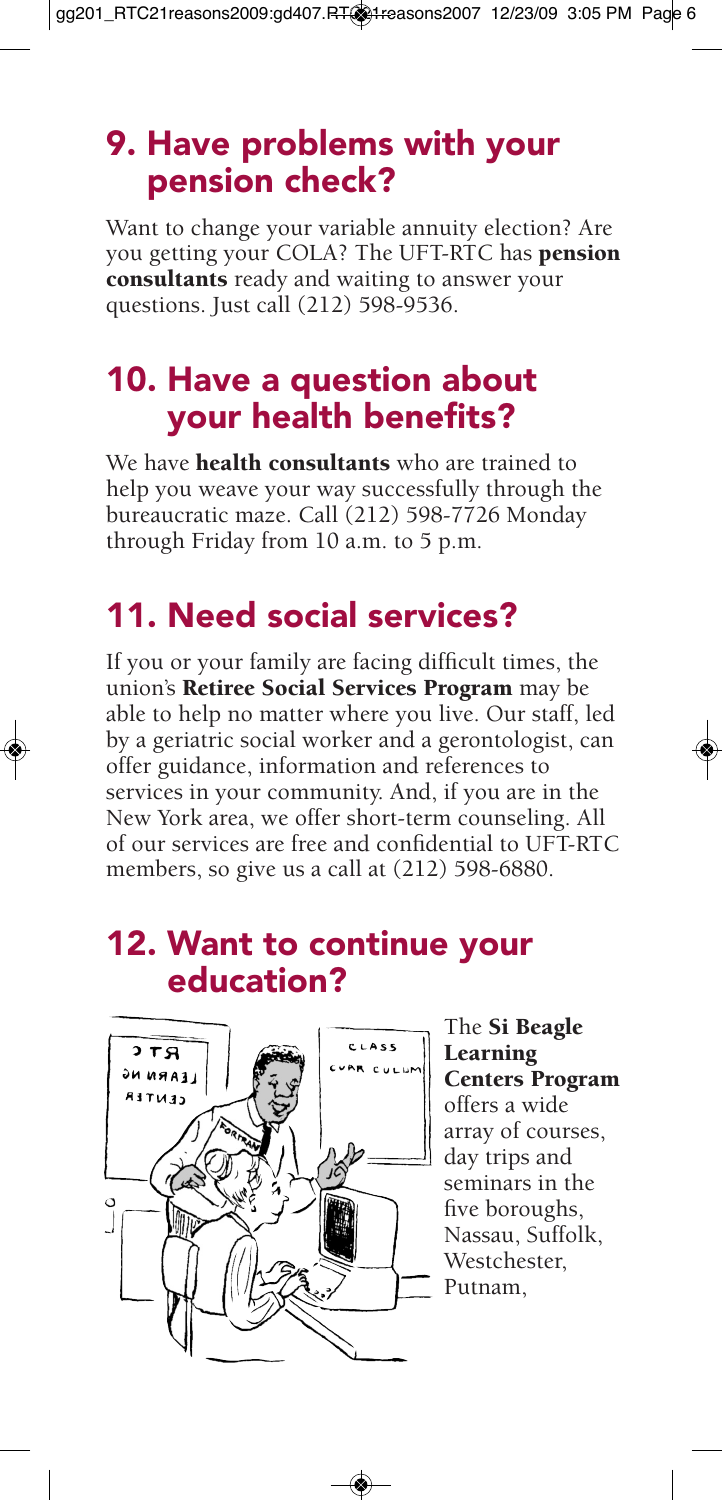## 9. Have problems with your pension check?

Want to change your variable annuity election? Are you getting your COLA? The UFT-RTC has **pension consultants** ready and waiting to answer your questions. Just call (212) 598-9536.

## 10. Have a question about your health benefits?

We have **health consultants** who are trained to help you weave your way successfully through the bureaucratic maze. Call (212) 598-7726 Monday through Friday from 10 a.m. to 5 p.m.

## 11. Need social services?

If you or your family are facing difficult times, the union's **Retiree Social Services Program** may be able to help no matter where you live. Our staff, led by a geriatric social worker and a gerontologist, can offer guidance, information and references to services in your community. And, if you are in the New York area, we offer short-term counseling. All of our services are free and confidential to UFT-RTC members, so give us a call at (212) 598-6880.

## 12. Want to continue your education?

The **Si Beagle Learning Centers Program** offers a wide array of courses, day trips and seminars in the five boroughs, Nassau, Suffolk, Westchester, Putnam,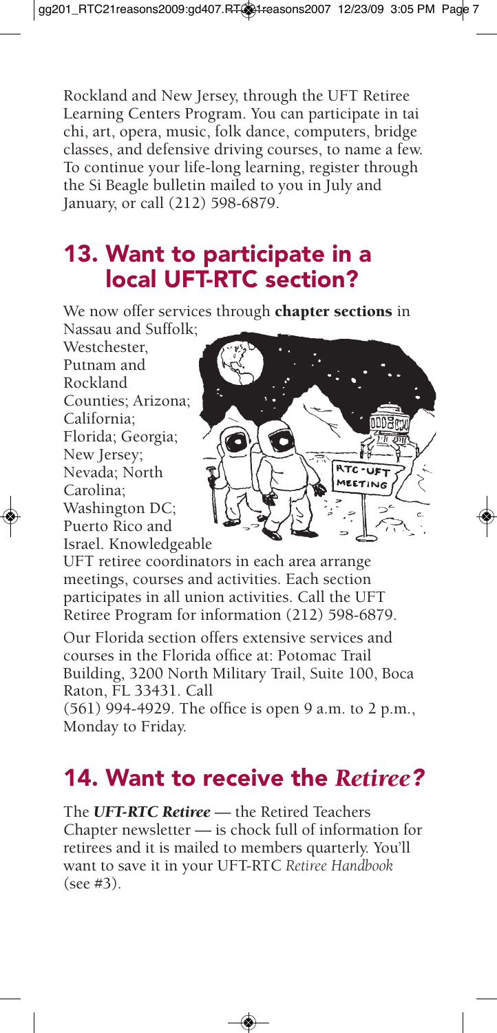Rockland and New Jersey, through the UFT Retiree Learning Centers Program. You can participate in tai chi, art, opera, music, folk dance, computers, bridge classes, and defensive driving courses, to name a few. To continue your life-long learning, register through the Si Beagle bulletin mailed to you in July and January, or call (212) 598-6879.

## 13. Want to participate in a local UFT-RTC section?

We now offer services through **chapter sections** in Nassau and Suffolk; Westchester, Putnam and Rockland Counties; Arizona; California; Florida; Georgia; New Jersey; Nevada; North Carolina; Washington DC; Puerto Rico and Israel. Knowledgeable UFT retiree coordinators in each area arrange meetings, courses and activities. Each section participates in all union activities. Call the UFT Retiree Program for information (212) 598-6879.

Our Florida section offers extensive services and courses in the Florida office at: Potomac Trail Building, 3200 North Military Trail, Suite 100, Boca Raton, FL 33431. Call (561) 994-4929. The office is open 9 a.m. to 2 p.m., Monday to Friday.

## 14. Want to receive the *Retiree*?

The ***UFT-RTC Retiree*** — the Retired Teachers Chapter newsletter — is chock full of information for retirees and it is mailed to members quarterly. You'll want to save it in your UFT-RTC *Retiree Handbook* (see #3).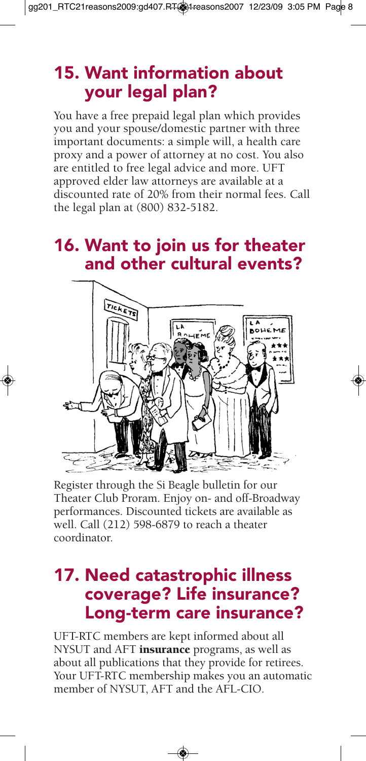## 15. Want information about your legal plan?

You have a free prepaid legal plan which provides you and your spouse/domestic partner with three important documents: a simple will, a health care proxy and a power of attorney at no cost. You also are entitled to free legal advice and more. UFT approved elder law attorneys are available at a discounted rate of 20% from their normal fees. Call the legal plan at (800) 832-5182.

## 16. Want to join us for theater and other cultural events?

Register through the Si Beagle bulletin for our Theater Club Proram. Enjoy on- and off-Broadway performances. Discounted tickets are available as well. Call (212) 598-6879 to reach a theater coordinator.

## 17. Need catastrophic illness coverage? Life insurance? Long-term care insurance?

UFT-RTC members are kept informed about all NYSUT and AFT **insurance** programs, as well as about all publications that they provide for retirees. Your UFT-RTC membership makes you an automatic member of NYSUT, AFT and the AFL-CIO.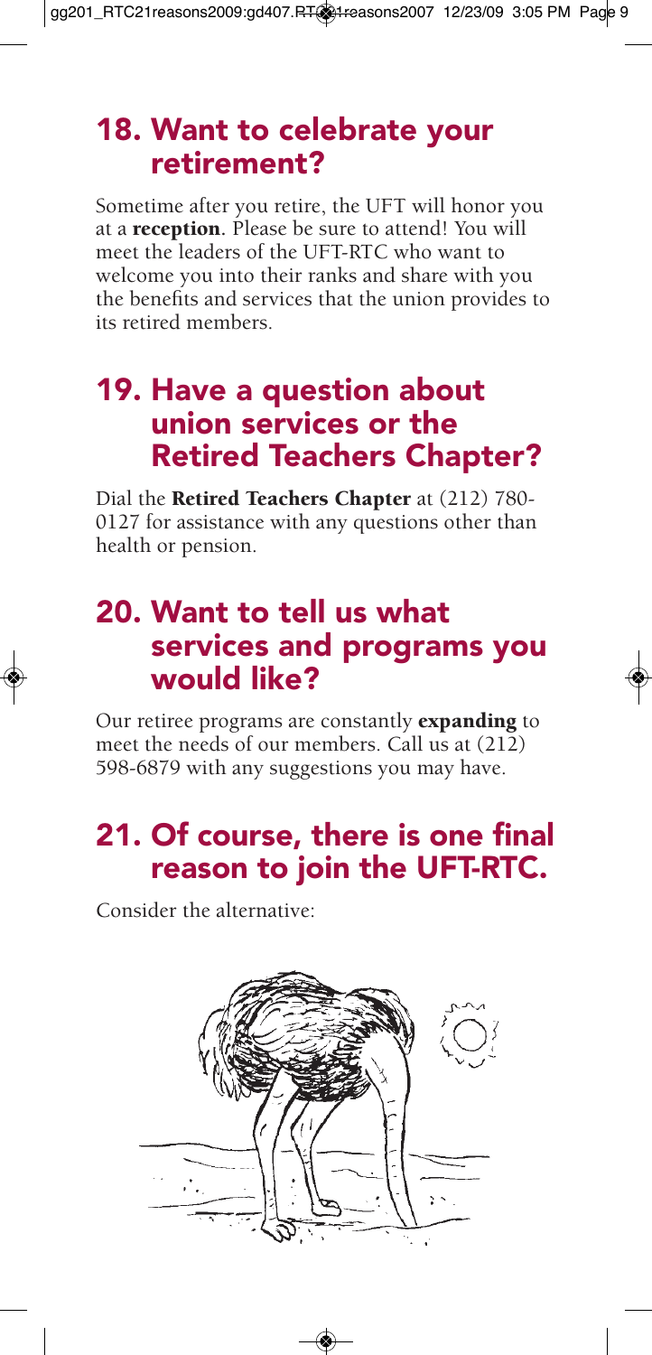## 18. Want to celebrate your retirement?

Sometime after you retire, the UFT will honor you at a **reception**. Please be sure to attend! You will meet the leaders of the UFT-RTC who want to welcome you into their ranks and share with you the benefits and services that the union provides to its retired members.

## 19. Have a question about union services or the Retired Teachers Chapter?

Dial the **Retired Teachers Chapter** at (212) 780-0127 for assistance with any questions other than health or pension.

## 20. Want to tell us what services and programs you would like?

Our retiree programs are constantly **expanding** to meet the needs of our members. Call us at (212) 598-6879 with any suggestions you may have.

## 21. Of course, there is one final reason to join the UFT-RTC.

Consider the alternative: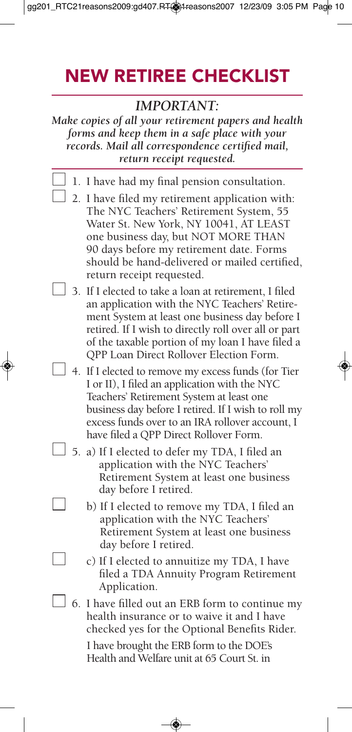# NEW RETIREE CHECKLIST

## *IMPORTANT:*

***Make copies of all your retirement papers and health forms and keep them in a safe place with your records. Mail all correspondence certified mail, return receipt requested.***

- [ ] 1. I have had my final pension consultation.
- [ ] 2. I have filed my retirement application with: The NYC Teachers' Retirement System, 55 Water St. New York, NY 10041, AT LEAST one business day, but NOT MORE THAN 90 days before my retirement date. Forms should be hand-delivered or mailed certified, return receipt requested.
- [ ] 3. If I elected to take a loan at retirement, I filed an application with the NYC Teachers' Retirement System at least one business day before I retired. If I wish to directly roll over all or part of the taxable portion of my loan I have filed a QPP Loan Direct Rollover Election Form.
- [ ] 4. If I elected to remove my excess funds (for Tier I or II), I filed an application with the NYC Teachers' Retirement System at least one business day before I retired. If I wish to roll my excess funds over to an IRA rollover account, I have filed a QPP Direct Rollover Form.
- [ ] 5. a) If I elected to defer my TDA, I filed an application with the NYC Teachers' Retirement System at least one business day before I retired.
- [ ] b) If I elected to remove my TDA, I filed an application with the NYC Teachers' Retirement System at least one business day before I retired.
- [ ] c) If I elected to annuitize my TDA, I have filed a TDA Annuity Program Retirement Application.
- [ ] 6. I have filled out an ERB form to continue my health insurance or to waive it and I have checked yes for the Optional Benefits Rider.

  I have brought the ERB form to the DOE's Health and Welfare unit at 65 Court St. in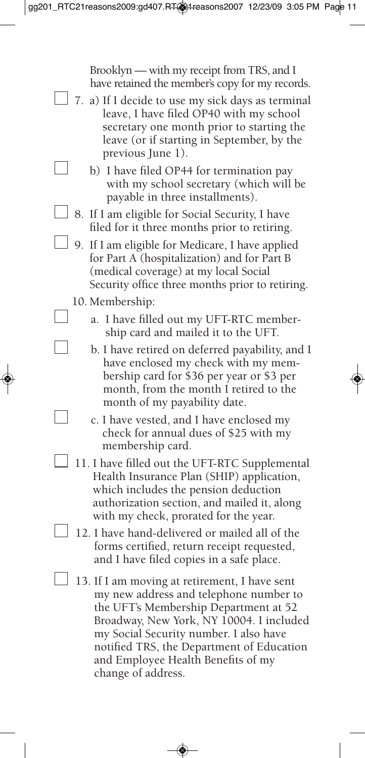Brooklyn — with my receipt from TRS, and I have retained the member's copy for my records.

- [ ] 7. a) If I decide to use my sick days as terminal leave, I have filed OP40 with my school secretary one month prior to starting the leave (or if starting in September, by the previous June 1).
- [ ] b) I have filed OP44 for termination pay with my school secretary (which will be payable in three installments).
- [ ] 8. If I am eligible for Social Security, I have filed for it three months prior to retiring.
- [ ] 9. If I am eligible for Medicare, I have applied for Part A (hospitalization) and for Part B (medical coverage) at my local Social Security office three months prior to retiring.

10. Membership:

- [ ] a. I have filled out my UFT-RTC membership card and mailed it to the UFT.
- [ ] b. I have retired on deferred payability, and I have enclosed my check with my membership card for $36 per year or $3 per month, from the month I retired to the month of my payability date.
- [ ] c. I have vested, and I have enclosed my check for annual dues of $25 with my membership card.
- [ ] 11. I have filled out the UFT-RTC Supplemental Health Insurance Plan (SHIP) application, which includes the pension deduction authorization section, and mailed it, along with my check, prorated for the year.
- [ ] 12. I have hand-delivered or mailed all of the forms certified, return receipt requested, and I have filed copies in a safe place.
- [ ] 13. If I am moving at retirement, I have sent my new address and telephone number to the UFT's Membership Department at 52 Broadway, New York, NY 10004. I included my Social Security number. I also have notified TRS, the Department of Education and Employee Health Benefits of my change of address.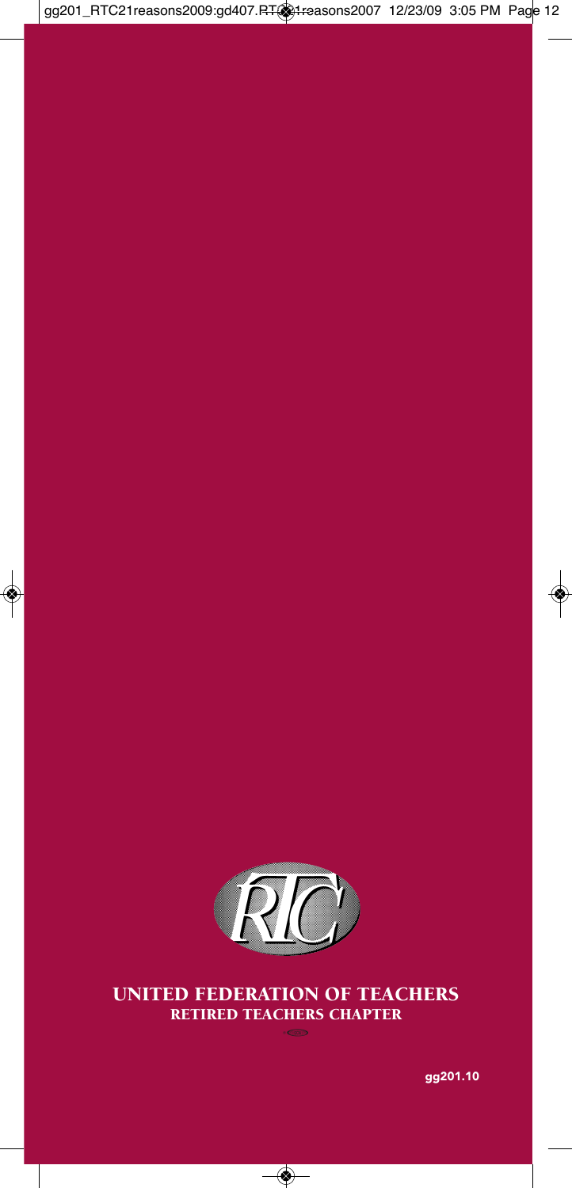RTC

**UNITED FEDERATION OF TEACHERS**
**RETIRED TEACHERS CHAPTER**

gg201.10